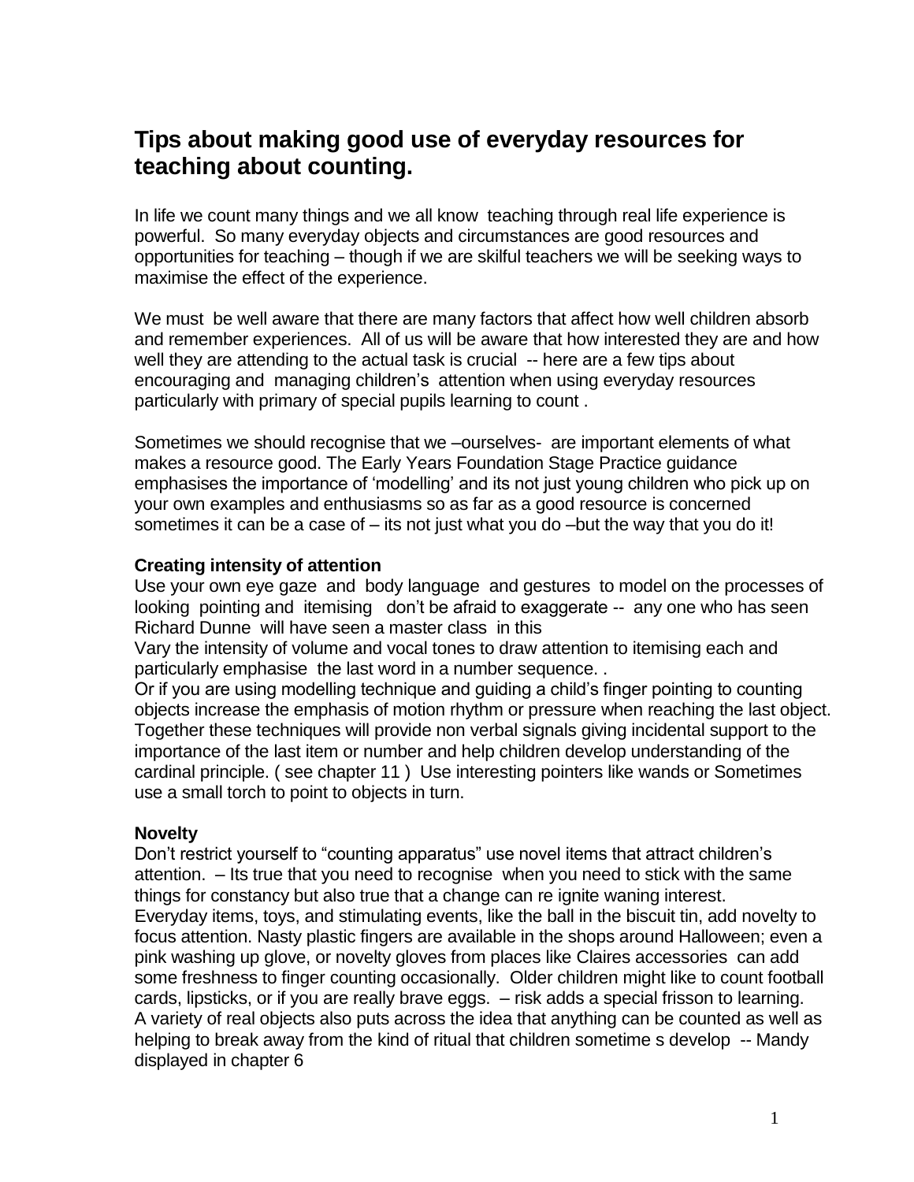# Tips about making good use of everyday resources for teaching about counting.

In life we count many things and we all know teaching through real life experience is powerful. So many everyday objects and circumstances are good resources and opportunities for teaching – though if we are skilful teachers we will be seeking ways to maximise the effect of the experience.

We must be well aware that there are many factors that affect how well children absorb and remember experiences. All of us will be aware that how interested they are and how well they are attending to the actual task is crucial -- here are a few tips about encouraging and managing children's attention when using everyday resources particularly with primary of special pupils learning to count .

Sometimes we should recognise that we –ourselves- are important elements of what makes a resource good. The Early Years Foundation Stage Practice guidance emphasises the importance of 'modelling' and its not just young children who pick up on your own examples and enthusiasms so as far as a good resource is concerned sometimes it can be a case of – its not just what you do –but the way that you do it!

**Creating intensity of attention**

Use your own eye gaze and body language and gestures to model on the processes of looking pointing and itemising don't be afraid to exaggerate -- any one who has seen Richard Dunne will have seen a master class in this

Vary the intensity of volume and vocal tones to draw attention to itemising each and particularly emphasise the last word in a number sequence. .

Or if you are using modelling technique and guiding a child's finger pointing to counting objects increase the emphasis of motion rhythm or pressure when reaching the last object. Together these techniques will provide non verbal signals giving incidental support to the importance of the last item or number and help children develop understanding of the cardinal principle. ( see chapter 11 ) Use interesting pointers like wands or Sometimes use a small torch to point to objects in turn.

**Novelty**

Don't restrict yourself to "counting apparatus" use novel items that attract children's attention. – Its true that you need to recognise when you need to stick with the same things for constancy but also true that a change can re ignite waning interest.

Everyday items, toys, and stimulating events, like the ball in the biscuit tin, add novelty to focus attention. Nasty plastic fingers are available in the shops around Halloween; even a pink washing up glove, or novelty gloves from places like Claires accessories can add some freshness to finger counting occasionally. Older children might like to count football cards, lipsticks, or if you are really brave eggs. – risk adds a special frisson to learning. A variety of real objects also puts across the idea that anything can be counted as well as helping to break away from the kind of ritual that children sometime s develop -- Mandy displayed in chapter 6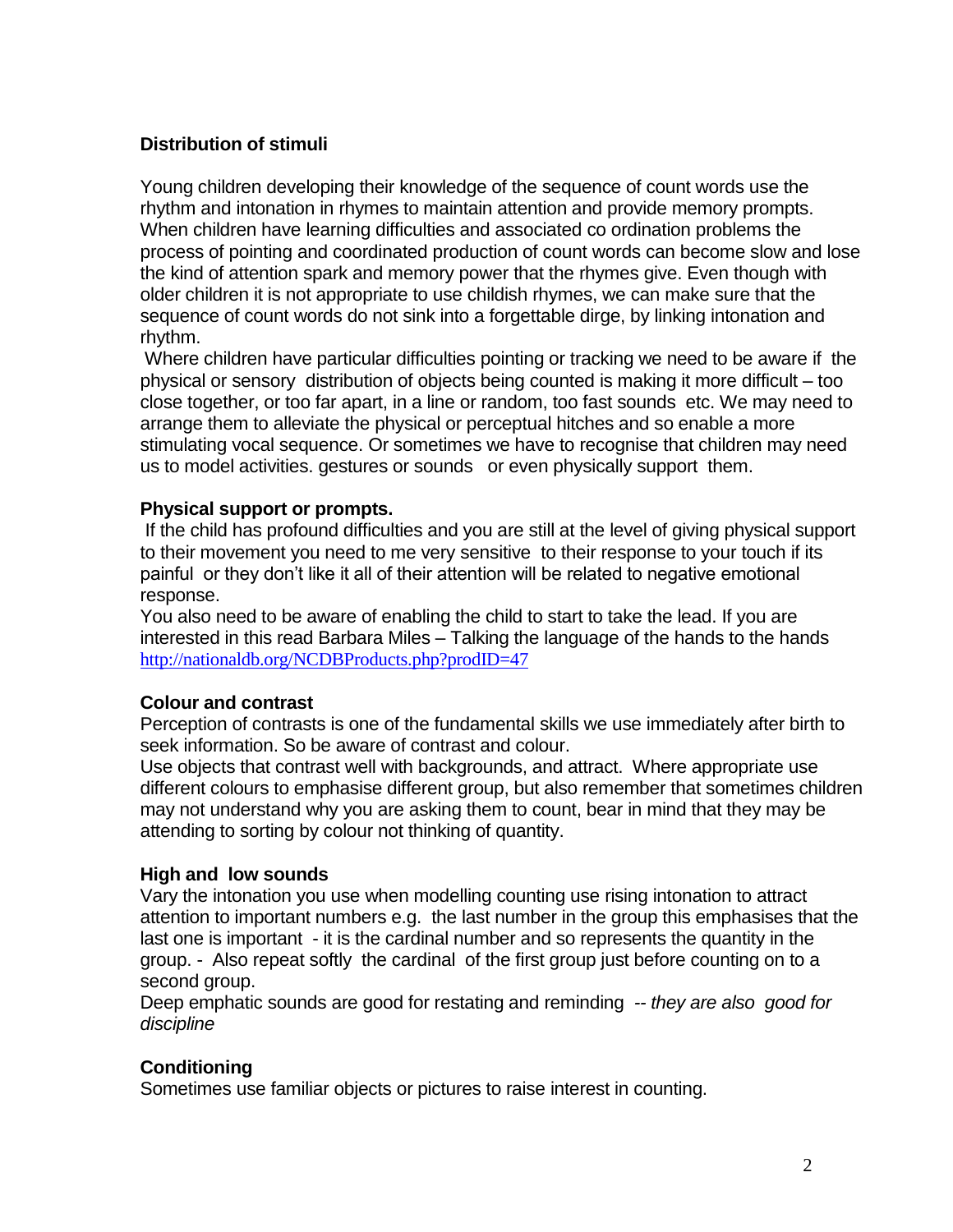**Distribution of stimuli**

Young children developing their knowledge of the sequence of count words use the rhythm and intonation in rhymes to maintain attention and provide memory prompts. When children have learning difficulties and associated co ordination problems the process of pointing and coordinated production of count words can become slow and lose the kind of attention spark and memory power that the rhymes give. Even though with older children it is not appropriate to use childish rhymes, we can make sure that the sequence of count words do not sink into a forgettable dirge, by linking intonation and rhythm.

Where children have particular difficulties pointing or tracking we need to be aware if the physical or sensory distribution of objects being counted is making it more difficult – too close together, or too far apart, in a line or random, too fast sounds etc. We may need to arrange them to alleviate the physical or perceptual hitches and so enable a more stimulating vocal sequence. Or sometimes we have to recognise that children may need us to model activities. gestures or sounds or even physically support them.

**Physical support or prompts.**

If the child has profound difficulties and you are still at the level of giving physical support to their movement you need to me very sensitive to their response to your touch if its painful or they don't like it all of their attention will be related to negative emotional response.

You also need to be aware of enabling the child to start to take the lead. If you are interested in this read Barbara Miles – Talking the language of the hands to the hands http://nationaldb.org/NCDBProducts.php?prodID=47

**Colour and contrast**

Perception of contrasts is one of the fundamental skills we use immediately after birth to seek information. So be aware of contrast and colour.

Use objects that contrast well with backgrounds, and attract. Where appropriate use different colours to emphasise different group, but also remember that sometimes children may not understand why you are asking them to count, bear in mind that they may be attending to sorting by colour not thinking of quantity.

**High and low sounds**

Vary the intonation you use when modelling counting use rising intonation to attract attention to important numbers e.g. the last number in the group this emphasises that the last one is important - it is the cardinal number and so represents the quantity in the group. - Also repeat softly the cardinal of the first group just before counting on to a second group.

Deep emphatic sounds are good for restating and reminding -- *they are also good for discipline*

**Conditioning**

Sometimes use familiar objects or pictures to raise interest in counting.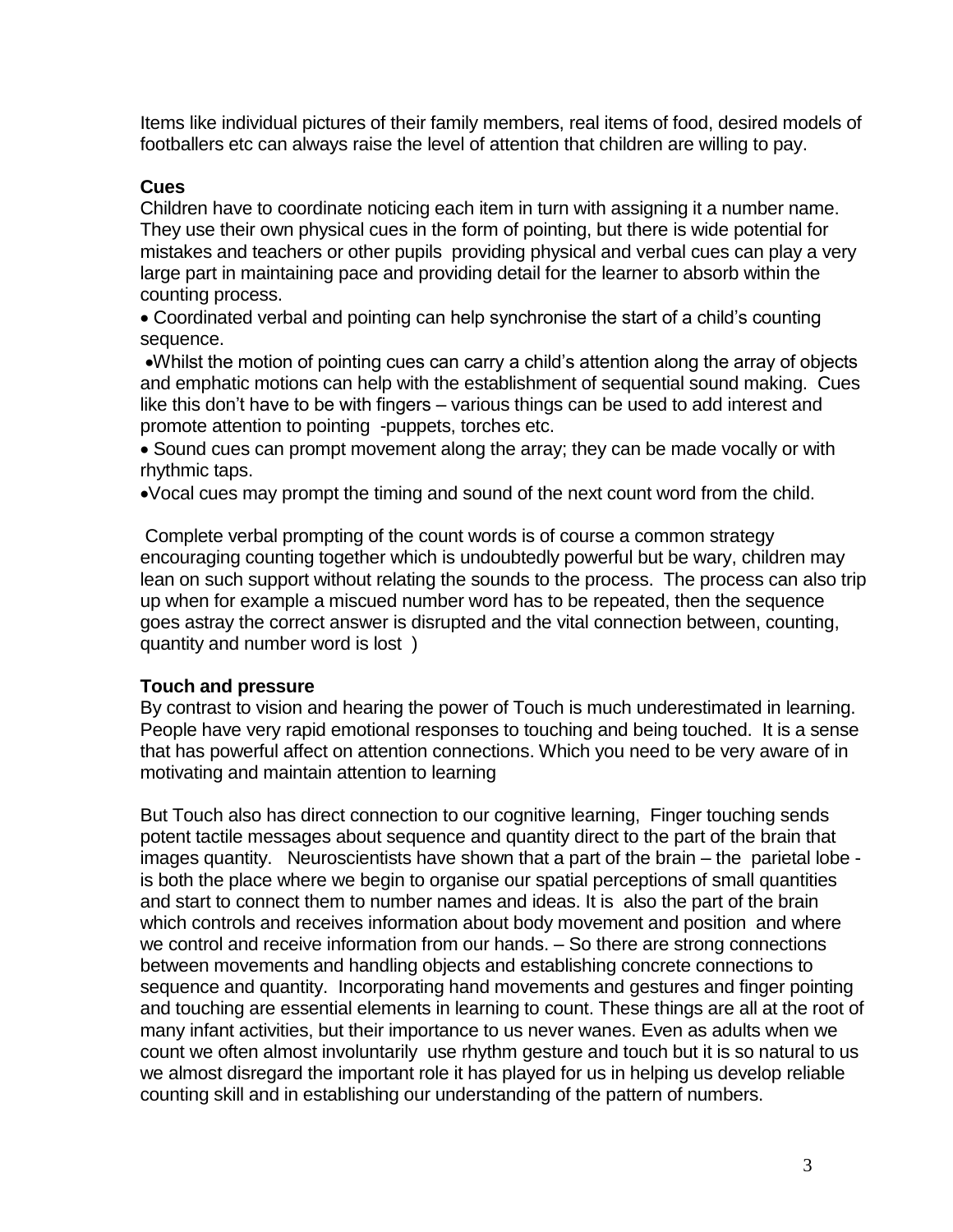Items like individual pictures of their family members, real items of food, desired models of footballers etc can always raise the level of attention that children are willing to pay.

**Cues**

Children have to coordinate noticing each item in turn with assigning it a number name. They use their own physical cues in the form of pointing, but there is wide potential for mistakes and teachers or other pupils providing physical and verbal cues can play a very large part in maintaining pace and providing detail for the learner to absorb within the counting process.

- Coordinated verbal and pointing can help synchronise the start of a child's counting sequence.
- Whilst the motion of pointing cues can carry a child's attention along the array of objects and emphatic motions can help with the establishment of sequential sound making. Cues like this don't have to be with fingers – various things can be used to add interest and promote attention to pointing -puppets, torches etc.
- Sound cues can prompt movement along the array; they can be made vocally or with rhythmic taps.
- Vocal cues may prompt the timing and sound of the next count word from the child.

Complete verbal prompting of the count words is of course a common strategy encouraging counting together which is undoubtedly powerful but be wary, children may lean on such support without relating the sounds to the process. The process can also trip up when for example a miscued number word has to be repeated, then the sequence goes astray the correct answer is disrupted and the vital connection between, counting, quantity and number word is lost )

**Touch and pressure**

By contrast to vision and hearing the power of Touch is much underestimated in learning. People have very rapid emotional responses to touching and being touched. It is a sense that has powerful affect on attention connections. Which you need to be very aware of in motivating and maintain attention to learning

But Touch also has direct connection to our cognitive learning, Finger touching sends potent tactile messages about sequence and quantity direct to the part of the brain that images quantity. Neuroscientists have shown that a part of the brain – the parietal lobe - is both the place where we begin to organise our spatial perceptions of small quantities and start to connect them to number names and ideas. It is also the part of the brain which controls and receives information about body movement and position and where we control and receive information from our hands. – So there are strong connections between movements and handling objects and establishing concrete connections to sequence and quantity. Incorporating hand movements and gestures and finger pointing and touching are essential elements in learning to count. These things are all at the root of many infant activities, but their importance to us never wanes. Even as adults when we count we often almost involuntarily use rhythm gesture and touch but it is so natural to us we almost disregard the important role it has played for us in helping us develop reliable counting skill and in establishing our understanding of the pattern of numbers.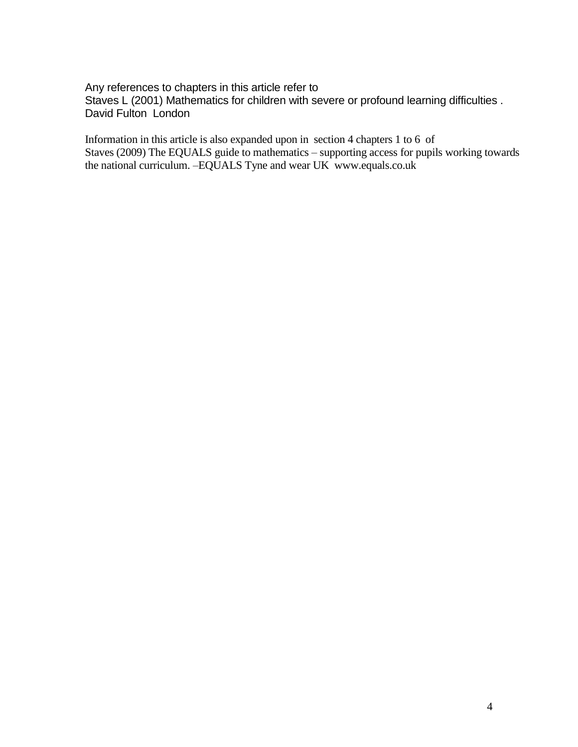Any references to chapters in this article refer to
Staves L (2001) Mathematics for children with severe or profound learning difficulties .
David Fulton London

Information in this article is also expanded upon in section 4 chapters 1 to 6 of
Staves (2009) The EQUALS guide to mathematics – supporting access for pupils working towards the national curriculum. –EQUALS Tyne and wear UK www.equals.co.uk